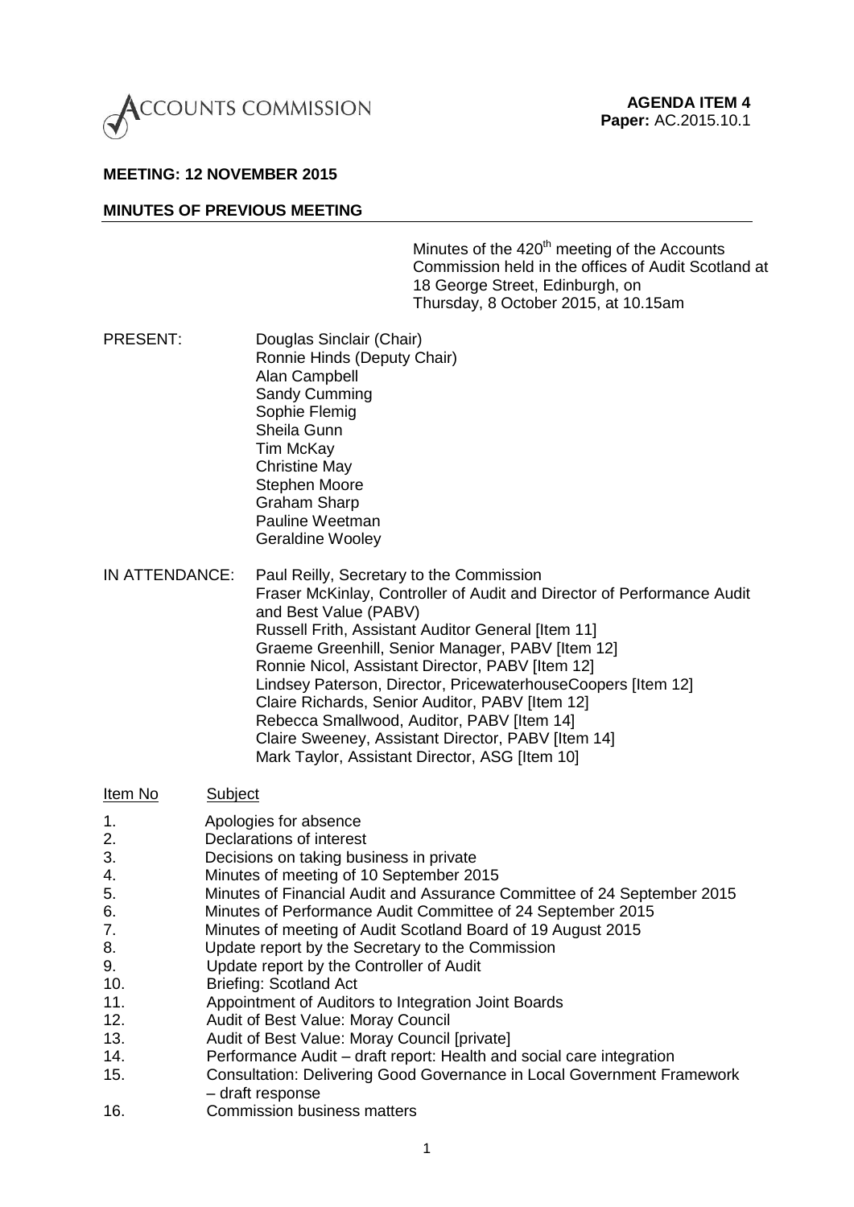ACCOUNTS COMMISSION

**AGENDA ITEM 4**
**Paper:** AC.2015.10.1

**MEETING: 12 NOVEMBER 2015**

**MINUTES OF PREVIOUS MEETING**

Minutes of the 420th meeting of the Accounts Commission held in the offices of Audit Scotland at 18 George Street, Edinburgh, on Thursday, 8 October 2015, at 10.15am

PRESENT:

Douglas Sinclair (Chair)
Ronnie Hinds (Deputy Chair)
Alan Campbell
Sandy Cumming
Sophie Flemig
Sheila Gunn
Tim McKay
Christine May
Stephen Moore
Graham Sharp
Pauline Weetman
Geraldine Wooley

IN ATTENDANCE:

Paul Reilly, Secretary to the Commission
Fraser McKinlay, Controller of Audit and Director of Performance Audit and Best Value (PABV)
Russell Frith, Assistant Auditor General [Item 11]
Graeme Greenhill, Senior Manager, PABV [Item 12]
Ronnie Nicol, Assistant Director, PABV [Item 12]
Lindsey Paterson, Director, PricewaterhouseCoopers [Item 12]
Claire Richards, Senior Auditor, PABV [Item 12]
Rebecca Smallwood, Auditor, PABV [Item 14]
Claire Sweeney, Assistant Director, PABV [Item 14]
Mark Taylor, Assistant Director, ASG [Item 10]

| Item No | Subject |
|---|---|
| 1. | Apologies for absence |
| 2. | Declarations of interest |
| 3. | Decisions on taking business in private |
| 4. | Minutes of meeting of 10 September 2015 |
| 5. | Minutes of Financial Audit and Assurance Committee of 24 September 2015 |
| 6. | Minutes of Performance Audit Committee of 24 September 2015 |
| 7. | Minutes of meeting of Audit Scotland Board of 19 August 2015 |
| 8. | Update report by the Secretary to the Commission |
| 9. | Update report by the Controller of Audit |
| 10. | Briefing: Scotland Act |
| 11. | Appointment of Auditors to Integration Joint Boards |
| 12. | Audit of Best Value: Moray Council |
| 13. | Audit of Best Value: Moray Council [private] |
| 14. | Performance Audit – draft report: Health and social care integration |
| 15. | Consultation: Delivering Good Governance in Local Government Framework – draft response |
| 16. | Commission business matters |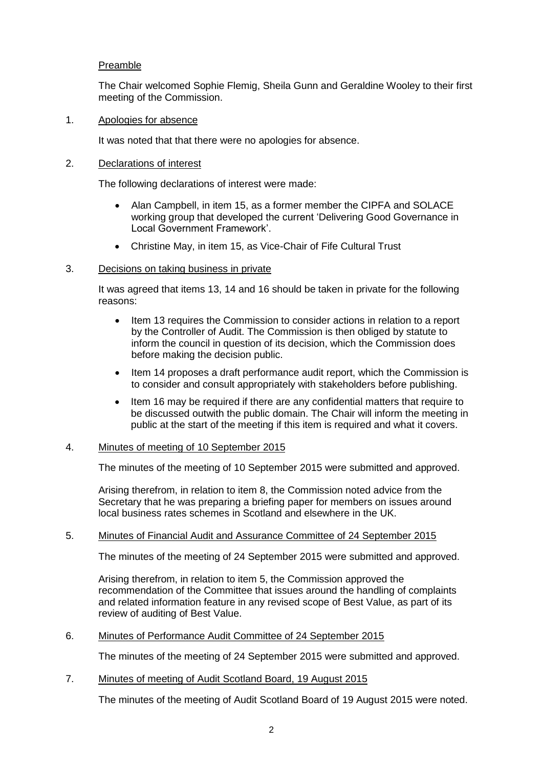Preamble

The Chair welcomed Sophie Flemig, Sheila Gunn and Geraldine Wooley to their first meeting of the Commission.

1. Apologies for absence

   It was noted that that there were no apologies for absence.

2. Declarations of interest

   The following declarations of interest were made:

   - Alan Campbell, in item 15, as a former member the CIPFA and SOLACE working group that developed the current 'Delivering Good Governance in Local Government Framework'.
   - Christine May, in item 15, as Vice-Chair of Fife Cultural Trust

3. Decisions on taking business in private

   It was agreed that items 13, 14 and 16 should be taken in private for the following reasons:

   - Item 13 requires the Commission to consider actions in relation to a report by the Controller of Audit. The Commission is then obliged by statute to inform the council in question of its decision, which the Commission does before making the decision public.
   - Item 14 proposes a draft performance audit report, which the Commission is to consider and consult appropriately with stakeholders before publishing.
   - Item 16 may be required if there are any confidential matters that require to be discussed outwith the public domain. The Chair will inform the meeting in public at the start of the meeting if this item is required and what it covers.

4. Minutes of meeting of 10 September 2015

   The minutes of the meeting of 10 September 2015 were submitted and approved.

   Arising therefrom, in relation to item 8, the Commission noted advice from the Secretary that he was preparing a briefing paper for members on issues around local business rates schemes in Scotland and elsewhere in the UK.

5. Minutes of Financial Audit and Assurance Committee of 24 September 2015

   The minutes of the meeting of 24 September 2015 were submitted and approved.

   Arising therefrom, in relation to item 5, the Commission approved the recommendation of the Committee that issues around the handling of complaints and related information feature in any revised scope of Best Value, as part of its review of auditing of Best Value.

6. Minutes of Performance Audit Committee of 24 September 2015

   The minutes of the meeting of 24 September 2015 were submitted and approved.

7. Minutes of meeting of Audit Scotland Board, 19 August 2015

   The minutes of the meeting of Audit Scotland Board of 19 August 2015 were noted.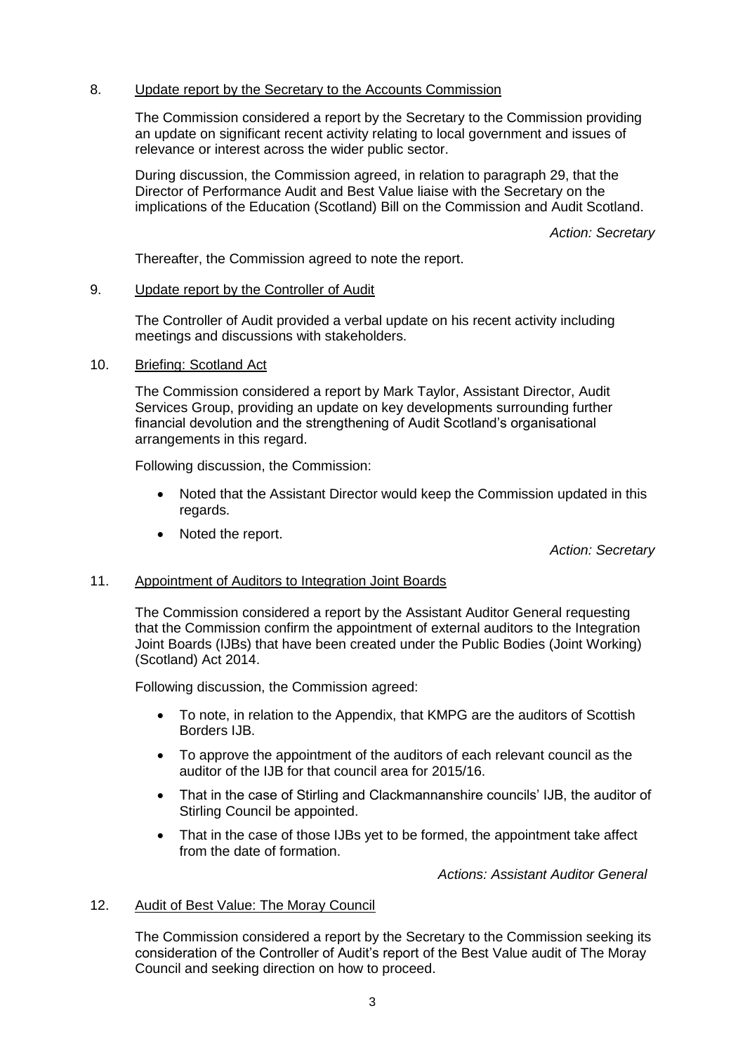8. Update report by the Secretary to the Accounts Commission

The Commission considered a report by the Secretary to the Commission providing an update on significant recent activity relating to local government and issues of relevance or interest across the wider public sector.

During discussion, the Commission agreed, in relation to paragraph 29, that the Director of Performance Audit and Best Value liaise with the Secretary on the implications of the Education (Scotland) Bill on the Commission and Audit Scotland.

*Action: Secretary*

Thereafter, the Commission agreed to note the report.

9. Update report by the Controller of Audit

The Controller of Audit provided a verbal update on his recent activity including meetings and discussions with stakeholders.

10. Briefing: Scotland Act

The Commission considered a report by Mark Taylor, Assistant Director, Audit Services Group, providing an update on key developments surrounding further financial devolution and the strengthening of Audit Scotland's organisational arrangements in this regard.

Following discussion, the Commission:

- Noted that the Assistant Director would keep the Commission updated in this regards.
- Noted the report.

*Action: Secretary*

11. Appointment of Auditors to Integration Joint Boards

The Commission considered a report by the Assistant Auditor General requesting that the Commission confirm the appointment of external auditors to the Integration Joint Boards (IJBs) that have been created under the Public Bodies (Joint Working) (Scotland) Act 2014.

Following discussion, the Commission agreed:

- To note, in relation to the Appendix, that KMPG are the auditors of Scottish Borders IJB.
- To approve the appointment of the auditors of each relevant council as the auditor of the IJB for that council area for 2015/16.
- That in the case of Stirling and Clackmannanshire councils' IJB, the auditor of Stirling Council be appointed.
- That in the case of those IJBs yet to be formed, the appointment take affect from the date of formation.

*Actions: Assistant Auditor General*

12. Audit of Best Value: The Moray Council

The Commission considered a report by the Secretary to the Commission seeking its consideration of the Controller of Audit's report of the Best Value audit of The Moray Council and seeking direction on how to proceed.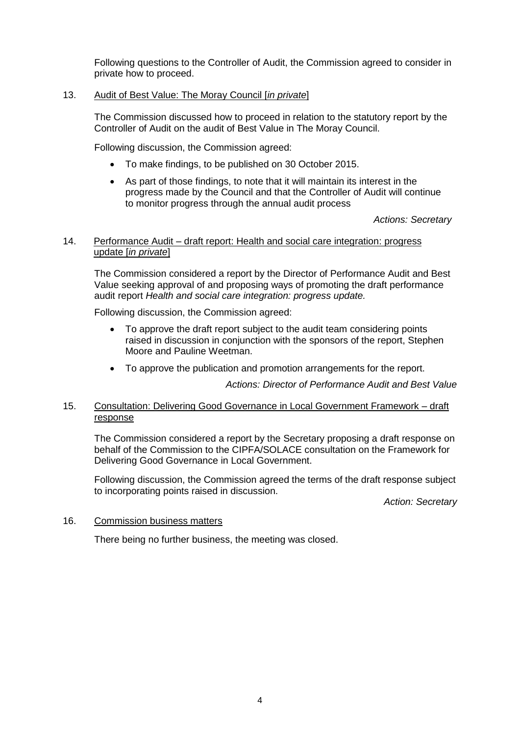Following questions to the Controller of Audit, the Commission agreed to consider in private how to proceed.

13. Audit of Best Value: The Moray Council [*in private*]

The Commission discussed how to proceed in relation to the statutory report by the Controller of Audit on the audit of Best Value in The Moray Council.

Following discussion, the Commission agreed:

- To make findings, to be published on 30 October 2015.
- As part of those findings, to note that it will maintain its interest in the progress made by the Council and that the Controller of Audit will continue to monitor progress through the annual audit process

*Actions: Secretary*

14. Performance Audit – draft report: Health and social care integration: progress update [*in private*]

The Commission considered a report by the Director of Performance Audit and Best Value seeking approval of and proposing ways of promoting the draft performance audit report *Health and social care integration: progress update.*

Following discussion, the Commission agreed:

- To approve the draft report subject to the audit team considering points raised in discussion in conjunction with the sponsors of the report, Stephen Moore and Pauline Weetman.
- To approve the publication and promotion arrangements for the report.

*Actions: Director of Performance Audit and Best Value*

15. Consultation: Delivering Good Governance in Local Government Framework – draft response

The Commission considered a report by the Secretary proposing a draft response on behalf of the Commission to the CIPFA/SOLACE consultation on the Framework for Delivering Good Governance in Local Government.

Following discussion, the Commission agreed the terms of the draft response subject to incorporating points raised in discussion.

*Action: Secretary*

16. Commission business matters

There being no further business, the meeting was closed.